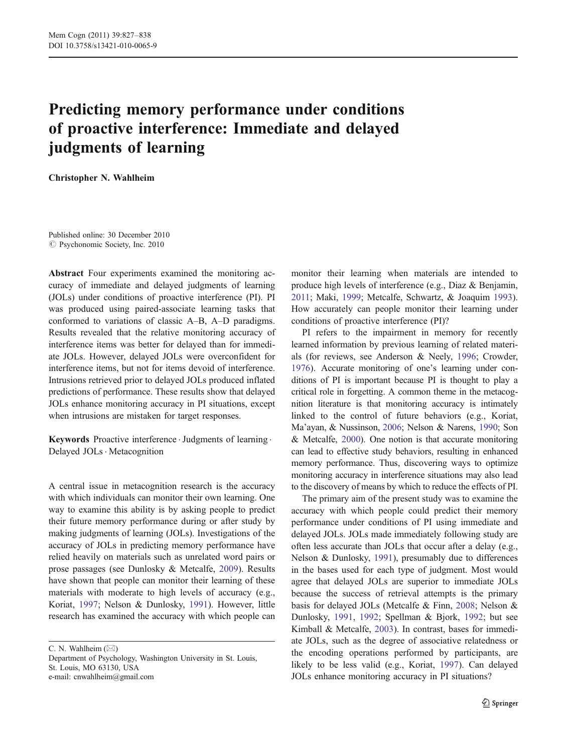# Predicting memory performance under conditions of proactive interference: Immediate and delayed judgments of learning

**Christopher N. Wahlheim**

Published online: 30 December 2010
© Psychonomic Society, Inc. 2010

**Abstract** Four experiments examined the monitoring accuracy of immediate and delayed judgments of learning (JOLs) under conditions of proactive interference (PI). PI was produced using paired-associate learning tasks that conformed to variations of classic A–B, A–D paradigms. Results revealed that the relative monitoring accuracy of interference items was better for delayed than for immediate JOLs. However, delayed JOLs were overconfident for interference items, but not for items devoid of interference. Intrusions retrieved prior to delayed JOLs produced inflated predictions of performance. These results show that delayed JOLs enhance monitoring accuracy in PI situations, except when intrusions are mistaken for target responses.

**Keywords** Proactive interference · Judgments of learning · Delayed JOLs · Metacognition

A central issue in metacognition research is the accuracy with which individuals can monitor their own learning. One way to examine this ability is by asking people to predict their future memory performance during or after study by making judgments of learning (JOLs). Investigations of the accuracy of JOLs in predicting memory performance have relied heavily on materials such as unrelated word pairs or prose passages (see Dunlosky & Metcalfe, 2009). Results have shown that people can monitor their learning of these materials with moderate to high levels of accuracy (e.g., Koriat, 1997; Nelson & Dunlosky, 1991). However, little research has examined the accuracy with which people can monitor their learning when materials are intended to produce high levels of interference (e.g., Diaz & Benjamin, 2011; Maki, 1999; Metcalfe, Schwartz, & Joaquim 1993). How accurately can people monitor their learning under conditions of proactive interference (PI)?

PI refers to the impairment in memory for recently learned information by previous learning of related materials (for reviews, see Anderson & Neely, 1996; Crowder, 1976). Accurate monitoring of one's learning under conditions of PI is important because PI is thought to play a critical role in forgetting. A common theme in the metacognition literature is that monitoring accuracy is intimately linked to the control of future behaviors (e.g., Koriat, Ma'ayan, & Nussinson, 2006; Nelson & Narens, 1990; Son & Metcalfe, 2000). One notion is that accurate monitoring can lead to effective study behaviors, resulting in enhanced memory performance. Thus, discovering ways to optimize monitoring accuracy in interference situations may also lead to the discovery of means by which to reduce the effects of PI.

The primary aim of the present study was to examine the accuracy with which people could predict their memory performance under conditions of PI using immediate and delayed JOLs. JOLs made immediately following study are often less accurate than JOLs that occur after a delay (e.g., Nelson & Dunlosky, 1991), presumably due to differences in the bases used for each type of judgment. Most would agree that delayed JOLs are superior to immediate JOLs because the success of retrieval attempts is the primary basis for delayed JOLs (Metcalfe & Finn, 2008; Nelson & Dunlosky, 1991, 1992; Spellman & Bjork, 1992; but see Kimball & Metcalfe, 2003). In contrast, bases for immediate JOLs, such as the degree of associative relatedness or the encoding operations performed by participants, are likely to be less valid (e.g., Koriat, 1997). Can delayed JOLs enhance monitoring accuracy in PI situations?

C. N. Wahlheim (✉)
Department of Psychology, Washington University in St. Louis, St. Louis, MO 63130, USA
e-mail: cnwahlheim@gmail.com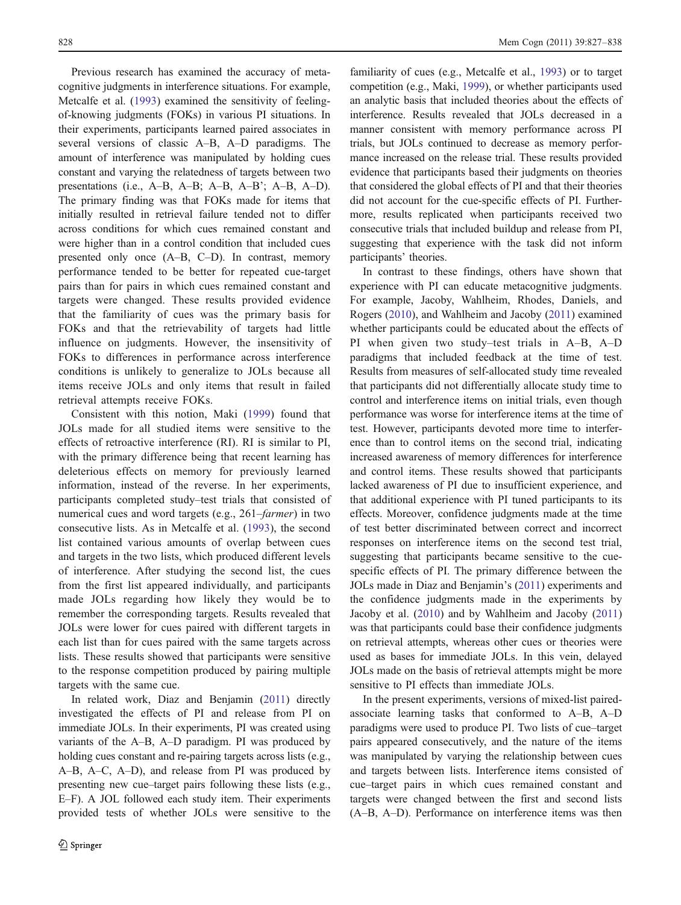Previous research has examined the accuracy of metacognitive judgments in interference situations. For example, Metcalfe et al. (1993) examined the sensitivity of feeling-of-knowing judgments (FOKs) in various PI situations. In their experiments, participants learned paired associates in several versions of classic A–B, A–D paradigms. The amount of interference was manipulated by holding cues constant and varying the relatedness of targets between two presentations (i.e., A–B, A–B; A–B, A–B'; A–B, A–D). The primary finding was that FOKs made for items that initially resulted in retrieval failure tended not to differ across conditions for which cues remained constant and were higher than in a control condition that included cues presented only once (A–B, C–D). In contrast, memory performance tended to be better for repeated cue-target pairs than for pairs in which cues remained constant and targets were changed. These results provided evidence that the familiarity of cues was the primary basis for FOKs and that the retrievability of targets had little influence on judgments. However, the insensitivity of FOKs to differences in performance across interference conditions is unlikely to generalize to JOLs because all items receive JOLs and only items that result in failed retrieval attempts receive FOKs.

Consistent with this notion, Maki (1999) found that JOLs made for all studied items were sensitive to the effects of retroactive interference (RI). RI is similar to PI, with the primary difference being that recent learning has deleterious effects on memory for previously learned information, instead of the reverse. In her experiments, participants completed study–test trials that consisted of numerical cues and word targets (e.g., 261–*farmer*) in two consecutive lists. As in Metcalfe et al. (1993), the second list contained various amounts of overlap between cues and targets in the two lists, which produced different levels of interference. After studying the second list, the cues from the first list appeared individually, and participants made JOLs regarding how likely they would be to remember the corresponding targets. Results revealed that JOLs were lower for cues paired with different targets in each list than for cues paired with the same targets across lists. These results showed that participants were sensitive to the response competition produced by pairing multiple targets with the same cue.

In related work, Diaz and Benjamin (2011) directly investigated the effects of PI and release from PI on immediate JOLs. In their experiments, PI was created using variants of the A–B, A–D paradigm. PI was produced by holding cues constant and re-pairing targets across lists (e.g., A–B, A–C, A–D), and release from PI was produced by presenting new cue–target pairs following these lists (e.g., E–F). A JOL followed each study item. Their experiments provided tests of whether JOLs were sensitive to the familiarity of cues (e.g., Metcalfe et al., 1993) or to target competition (e.g., Maki, 1999), or whether participants used an analytic basis that included theories about the effects of interference. Results revealed that JOLs decreased in a manner consistent with memory performance across PI trials, but JOLs continued to decrease as memory performance increased on the release trial. These results provided evidence that participants based their judgments on theories that considered the global effects of PI and that their theories did not account for the cue-specific effects of PI. Furthermore, results replicated when participants received two consecutive trials that included buildup and release from PI, suggesting that experience with the task did not inform participants' theories.

In contrast to these findings, others have shown that experience with PI can educate metacognitive judgments. For example, Jacoby, Wahlheim, Rhodes, Daniels, and Rogers (2010), and Wahlheim and Jacoby (2011) examined whether participants could be educated about the effects of PI when given two study–test trials in A–B, A–D paradigms that included feedback at the time of test. Results from measures of self-allocated study time revealed that participants did not differentially allocate study time to control and interference items on initial trials, even though performance was worse for interference items at the time of test. However, participants devoted more time to interference than to control items on the second trial, indicating increased awareness of memory differences for interference and control items. These results showed that participants lacked awareness of PI due to insufficient experience, and that additional experience with PI tuned participants to its effects. Moreover, confidence judgments made at the time of test better discriminated between correct and incorrect responses on interference items on the second test trial, suggesting that participants became sensitive to the cue-specific effects of PI. The primary difference between the JOLs made in Diaz and Benjamin's (2011) experiments and the confidence judgments made in the experiments by Jacoby et al. (2010) and by Wahlheim and Jacoby (2011) was that participants could base their confidence judgments on retrieval attempts, whereas other cues or theories were used as bases for immediate JOLs. In this vein, delayed JOLs made on the basis of retrieval attempts might be more sensitive to PI effects than immediate JOLs.

In the present experiments, versions of mixed-list paired-associate learning tasks that conformed to A–B, A–D paradigms were used to produce PI. Two lists of cue–target pairs appeared consecutively, and the nature of the items was manipulated by varying the relationship between cues and targets between lists. Interference items consisted of cue–target pairs in which cues remained constant and targets were changed between the first and second lists (A–B, A–D). Performance on interference items was then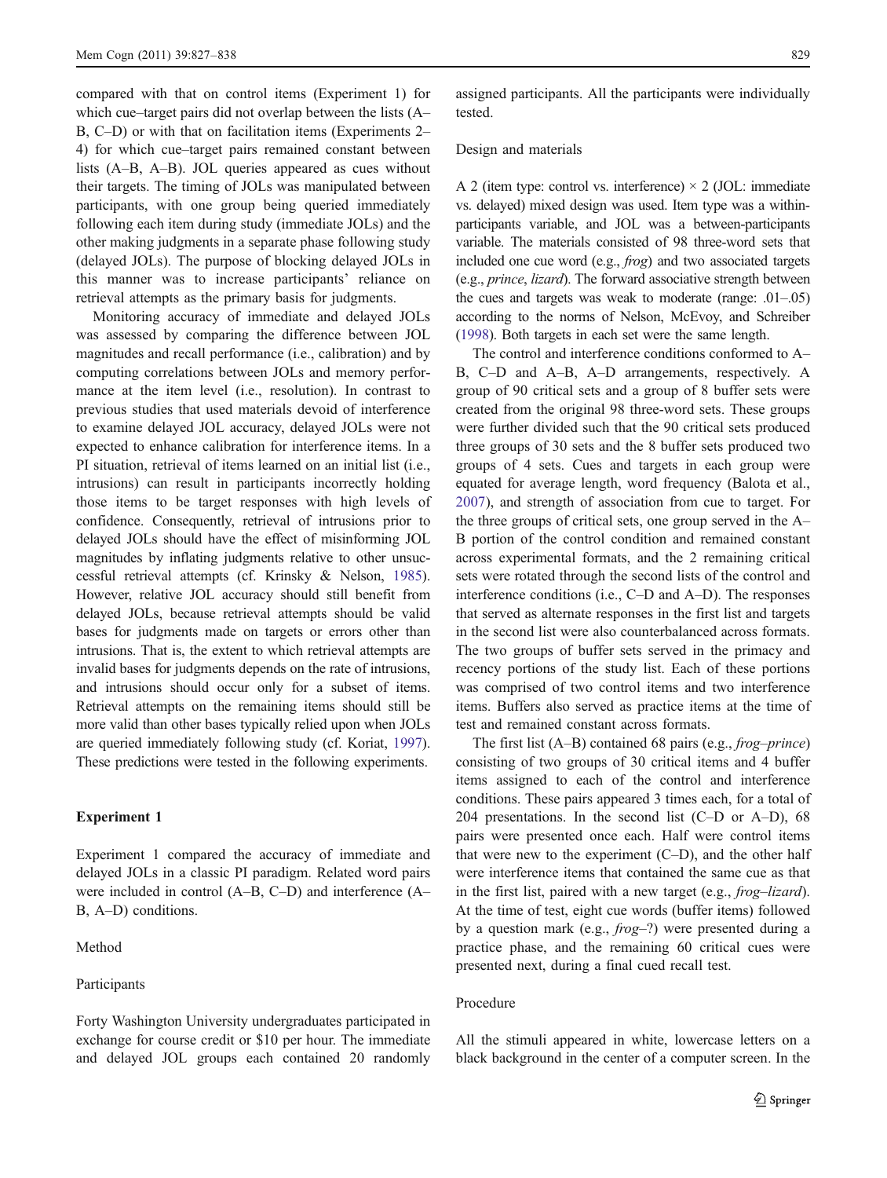compared with that on control items (Experiment 1) for which cue–target pairs did not overlap between the lists (A–B, C–D) or with that on facilitation items (Experiments 2–4) for which cue–target pairs remained constant between lists (A–B, A–B). JOL queries appeared as cues without their targets. The timing of JOLs was manipulated between participants, with one group being queried immediately following each item during study (immediate JOLs) and the other making judgments in a separate phase following study (delayed JOLs). The purpose of blocking delayed JOLs in this manner was to increase participants' reliance on retrieval attempts as the primary basis for judgments.

Monitoring accuracy of immediate and delayed JOLs was assessed by comparing the difference between JOL magnitudes and recall performance (i.e., calibration) and by computing correlations between JOLs and memory performance at the item level (i.e., resolution). In contrast to previous studies that used materials devoid of interference to examine delayed JOL accuracy, delayed JOLs were not expected to enhance calibration for interference items. In a PI situation, retrieval of items learned on an initial list (i.e., intrusions) can result in participants incorrectly holding those items to be target responses with high levels of confidence. Consequently, retrieval of intrusions prior to delayed JOLs should have the effect of misinforming JOL magnitudes by inflating judgments relative to other unsuccessful retrieval attempts (cf. Krinsky & Nelson, 1985). However, relative JOL accuracy should still benefit from delayed JOLs, because retrieval attempts should be valid bases for judgments made on targets or errors other than intrusions. That is, the extent to which retrieval attempts are invalid bases for judgments depends on the rate of intrusions, and intrusions should occur only for a subset of items. Retrieval attempts on the remaining items should still be more valid than other bases typically relied upon when JOLs are queried immediately following study (cf. Koriat, 1997). These predictions were tested in the following experiments.

## Experiment 1

Experiment 1 compared the accuracy of immediate and delayed JOLs in a classic PI paradigm. Related word pairs were included in control (A–B, C–D) and interference (A–B, A–D) conditions.

### Method

#### Participants

Forty Washington University undergraduates participated in exchange for course credit or $10 per hour. The immediate and delayed JOL groups each contained 20 randomly assigned participants. All the participants were individually tested.

#### Design and materials

A 2 (item type: control vs. interference) × 2 (JOL: immediate vs. delayed) mixed design was used. Item type was a within-participants variable, and JOL was a between-participants variable. The materials consisted of 98 three-word sets that included one cue word (e.g., *frog*) and two associated targets (e.g., *prince*, *lizard*). The forward associative strength between the cues and targets was weak to moderate (range: .01–.05) according to the norms of Nelson, McEvoy, and Schreiber (1998). Both targets in each set were the same length.

The control and interference conditions conformed to A–B, C–D and A–B, A–D arrangements, respectively. A group of 90 critical sets and a group of 8 buffer sets were created from the original 98 three-word sets. These groups were further divided such that the 90 critical sets produced three groups of 30 sets and the 8 buffer sets produced two groups of 4 sets. Cues and targets in each group were equated for average length, word frequency (Balota et al., 2007), and strength of association from cue to target. For the three groups of critical sets, one group served in the A–B portion of the control condition and remained constant across experimental formats, and the 2 remaining critical sets were rotated through the second lists of the control and interference conditions (i.e., C–D and A–D). The responses that served as alternate responses in the first list and targets in the second list were also counterbalanced across formats. The two groups of buffer sets served in the primacy and recency portions of the study list. Each of these portions was comprised of two control items and two interference items. Buffers also served as practice items at the time of test and remained constant across formats.

The first list (A–B) contained 68 pairs (e.g., *frog–prince*) consisting of two groups of 30 critical items and 4 buffer items assigned to each of the control and interference conditions. These pairs appeared 3 times each, for a total of 204 presentations. In the second list (C–D or A–D), 68 pairs were presented once each. Half were control items that were new to the experiment (C–D), and the other half were interference items that contained the same cue as that in the first list, paired with a new target (e.g., *frog–lizard*). At the time of test, eight cue words (buffer items) followed by a question mark (e.g., *frog*–?) were presented during a practice phase, and the remaining 60 critical cues were presented next, during a final cued recall test.

#### Procedure

All the stimuli appeared in white, lowercase letters on a black background in the center of a computer screen. In the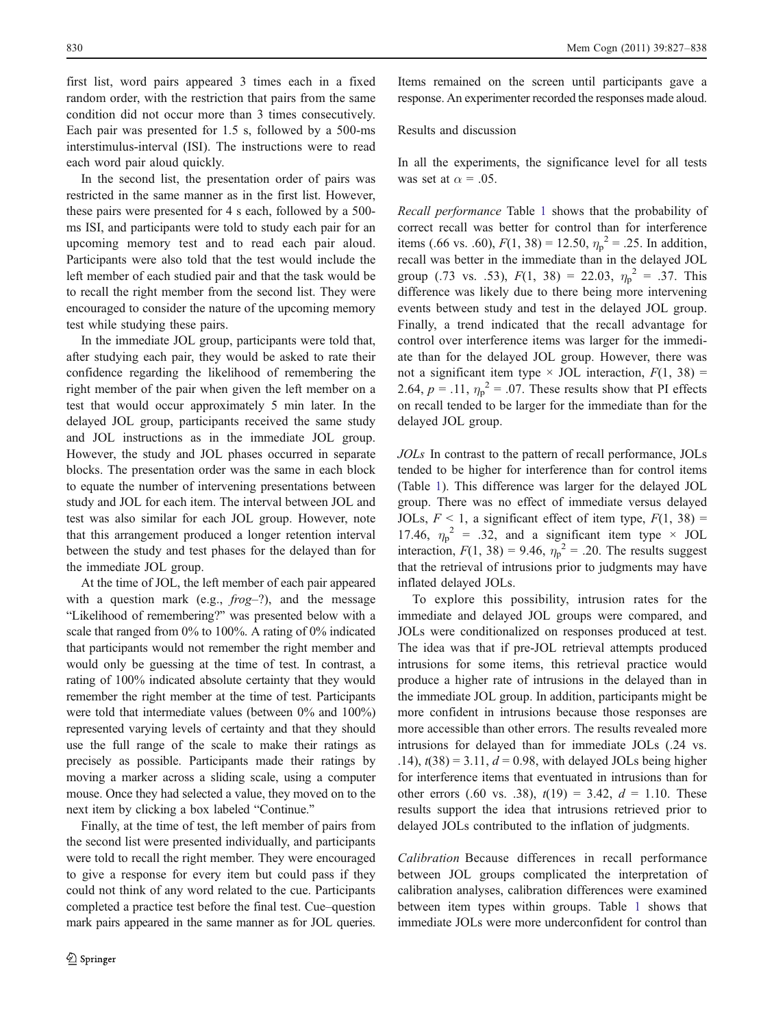first list, word pairs appeared 3 times each in a fixed random order, with the restriction that pairs from the same condition did not occur more than 3 times consecutively. Each pair was presented for 1.5 s, followed by a 500-ms interstimulus-interval (ISI). The instructions were to read each word pair aloud quickly.

In the second list, the presentation order of pairs was restricted in the same manner as in the first list. However, these pairs were presented for 4 s each, followed by a 500-ms ISI, and participants were told to study each pair for an upcoming memory test and to read each pair aloud. Participants were also told that the test would include the left member of each studied pair and that the task would be to recall the right member from the second list. They were encouraged to consider the nature of the upcoming memory test while studying these pairs.

In the immediate JOL group, participants were told that, after studying each pair, they would be asked to rate their confidence regarding the likelihood of remembering the right member of the pair when given the left member on a test that would occur approximately 5 min later. In the delayed JOL group, participants received the same study and JOL instructions as in the immediate JOL group. However, the study and JOL phases occurred in separate blocks. The presentation order was the same in each block to equate the number of intervening presentations between study and JOL for each item. The interval between JOL and test was also similar for each JOL group. However, note that this arrangement produced a longer retention interval between the study and test phases for the delayed than for the immediate JOL group.

At the time of JOL, the left member of each pair appeared with a question mark (e.g., *frog*–?), and the message "Likelihood of remembering?" was presented below with a scale that ranged from 0% to 100%. A rating of 0% indicated that participants would not remember the right member and would only be guessing at the time of test. In contrast, a rating of 100% indicated absolute certainty that they would remember the right member at the time of test. Participants were told that intermediate values (between 0% and 100%) represented varying levels of certainty and that they should use the full range of the scale to make their ratings as precisely as possible. Participants made their ratings by moving a marker across a sliding scale, using a computer mouse. Once they had selected a value, they moved on to the next item by clicking a box labeled "Continue."

Finally, at the time of test, the left member of pairs from the second list were presented individually, and participants were told to recall the right member. They were encouraged to give a response for every item but could pass if they could not think of any word related to the cue. Participants completed a practice test before the final test. Cue–question mark pairs appeared in the same manner as for JOL queries. Items remained on the screen until participants gave a response. An experimenter recorded the responses made aloud.

## Results and discussion

In all the experiments, the significance level for all tests was set at $\alpha = .05$.

*Recall performance* Table 1 shows that the probability of correct recall was better for control than for interference items (.66 vs. .60), $F(1, 38) = 12.50$, $\eta_p^2 = .25$. In addition, recall was better in the immediate than in the delayed JOL group (.73 vs. .53), $F(1, 38) = 22.03$, $\eta_p^2 = .37$. This difference was likely due to there being more intervening events between study and test in the delayed JOL group. Finally, a trend indicated that the recall advantage for control over interference items was larger for the immediate than for the delayed JOL group. However, there was not a significant item type × JOL interaction, $F(1, 38) = 2.64$, $p = .11$, $\eta_p^2 = .07$. These results show that PI effects on recall tended to be larger for the immediate than for the delayed JOL group.

*JOLs* In contrast to the pattern of recall performance, JOLs tended to be higher for interference than for control items (Table 1). This difference was larger for the delayed JOL group. There was no effect of immediate versus delayed JOLs, $F < 1$, a significant effect of item type, $F(1, 38) = 17.46$, $\eta_p^2 = .32$, and a significant item type × JOL interaction, $F(1, 38) = 9.46$, $\eta_p^2 = .20$. The results suggest that the retrieval of intrusions prior to judgments may have inflated delayed JOLs.

To explore this possibility, intrusion rates for the immediate and delayed JOL groups were compared, and JOLs were conditionalized on responses produced at test. The idea was that if pre-JOL retrieval attempts produced intrusions for some items, this retrieval practice would produce a higher rate of intrusions in the delayed than in the immediate JOL group. In addition, participants might be more confident in intrusions because those responses are more accessible than other errors. The results revealed more intrusions for delayed than for immediate JOLs (.24 vs. .14), $t(38) = 3.11$, $d = 0.98$, with delayed JOLs being higher for interference items that eventuated in intrusions than for other errors (.60 vs. .38), $t(19) = 3.42$, $d = 1.10$. These results support the idea that intrusions retrieved prior to delayed JOLs contributed to the inflation of judgments.

*Calibration* Because differences in recall performance between JOL groups complicated the interpretation of calibration analyses, calibration differences were examined between item types within groups. Table 1 shows that immediate JOLs were more underconfident for control than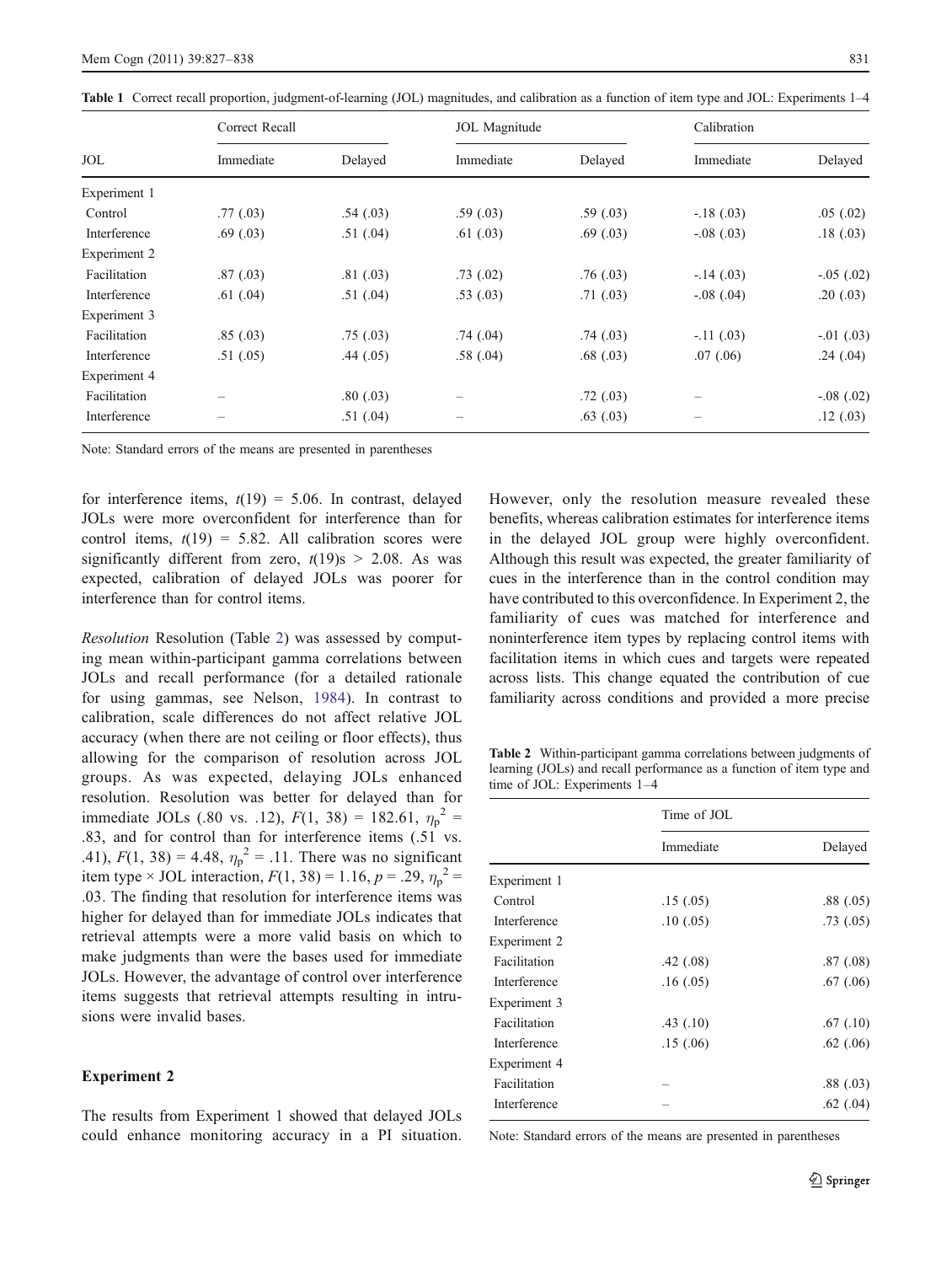**Table 1** Correct recall proportion, judgment-of-learning (JOL) magnitudes, and calibration as a function of item type and JOL: Experiments 1–4

| JOL | Correct Recall | | JOL Magnitude | | Calibration | |
|---|---|---|---|---|---|---|
| | Immediate | Delayed | Immediate | Delayed | Immediate | Delayed |
| Experiment 1 | | | | | | |
| Control | .77 (.03) | .54 (.03) | .59 (.03) | .59 (.03) | -.18 (.03) | .05 (.02) |
| Interference | .69 (.03) | .51 (.04) | .61 (.03) | .69 (.03) | -.08 (.03) | .18 (.03) |
| Experiment 2 | | | | | | |
| Facilitation | .87 (.03) | .81 (.03) | .73 (.02) | .76 (.03) | -.14 (.03) | -.05 (.02) |
| Interference | .61 (.04) | .51 (.04) | .53 (.03) | .71 (.03) | -.08 (.04) | .20 (.03) |
| Experiment 3 | | | | | | |
| Facilitation | .85 (.03) | .75 (.03) | .74 (.04) | .74 (.03) | -.11 (.03) | -.01 (.03) |
| Interference | .51 (.05) | .44 (.05) | .58 (.04) | .68 (.03) | .07 (.06) | .24 (.04) |
| Experiment 4 | | | | | | |
| Facilitation | – | .80 (.03) | – | .72 (.03) | – | -.08 (.02) |
| Interference | – | .51 (.04) | – | .63 (.03) | – | .12 (.03) |

Note: Standard errors of the means are presented in parentheses

for interference items, $t(19) = 5.06$. In contrast, delayed JOLs were more overconfident for interference than for control items, $t(19) = 5.82$. All calibration scores were significantly different from zero, $t(19)\text{s} > 2.08$. As was expected, calibration of delayed JOLs was poorer for interference than for control items.

*Resolution* Resolution (Table 2) was assessed by computing mean within-participant gamma correlations between JOLs and recall performance (for a detailed rationale for using gammas, see Nelson, 1984). In contrast to calibration, scale differences do not affect relative JOL accuracy (when there are not ceiling or floor effects), thus allowing for the comparison of resolution across JOL groups. As was expected, delaying JOLs enhanced resolution. Resolution was better for delayed than for immediate JOLs (.80 vs. .12), $F(1, 38) = 182.61$, $\eta_p^2 = .83$, and for control than for interference items (.51 vs. .41), $F(1, 38) = 4.48$, $\eta_p^2 = .11$. There was no significant item type × JOL interaction, $F(1, 38) = 1.16$, $p = .29$, $\eta_p^2 = .03$. The finding that resolution for interference items was higher for delayed than for immediate JOLs indicates that retrieval attempts were a more valid basis on which to make judgments than were the bases used for immediate JOLs. However, the advantage of control over interference items suggests that retrieval attempts resulting in intrusions were invalid bases.

## Experiment 2

The results from Experiment 1 showed that delayed JOLs could enhance monitoring accuracy in a PI situation. However, only the resolution measure revealed these benefits, whereas calibration estimates for interference items in the delayed JOL group were highly overconfident. Although this result was expected, the greater familiarity of cues in the interference than in the control condition may have contributed to this overconfidence. In Experiment 2, the familiarity of cues was matched for interference and noninterference item types by replacing control items with facilitation items in which cues and targets were repeated across lists. This change equated the contribution of cue familiarity across conditions and provided a more precise

**Table 2** Within-participant gamma correlations between judgments of learning (JOLs) and recall performance as a function of item type and time of JOL: Experiments 1–4

| | Time of JOL | |
|---|---|---|
| | Immediate | Delayed |
| Experiment 1 | | |
| Control | .15 (.05) | .88 (.05) |
| Interference | .10 (.05) | .73 (.05) |
| Experiment 2 | | |
| Facilitation | .42 (.08) | .87 (.08) |
| Interference | .16 (.05) | .67 (.06) |
| Experiment 3 | | |
| Facilitation | .43 (.10) | .67 (.10) |
| Interference | .15 (.06) | .62 (.06) |
| Experiment 4 | | |
| Facilitation | – | .88 (.03) |
| Interference | – | .62 (.04) |

Note: Standard errors of the means are presented in parentheses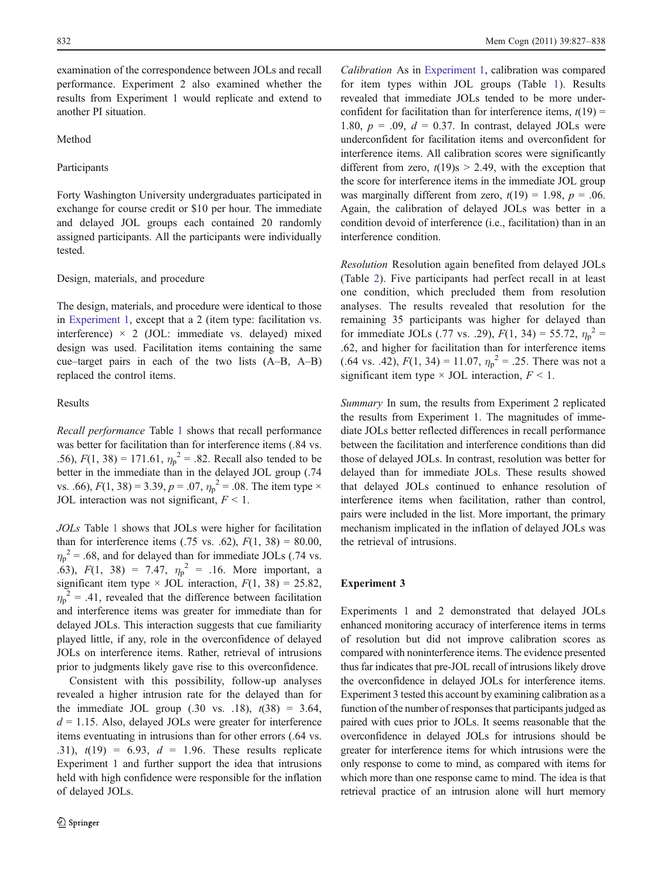examination of the correspondence between JOLs and recall performance. Experiment 2 also examined whether the results from Experiment 1 would replicate and extend to another PI situation.

### Method

#### Participants

Forty Washington University undergraduates participated in exchange for course credit or \$10 per hour. The immediate and delayed JOL groups each contained 20 randomly assigned participants. All the participants were individually tested.

#### Design, materials, and procedure

The design, materials, and procedure were identical to those in Experiment 1, except that a 2 (item type: facilitation vs. interference) × 2 (JOL: immediate vs. delayed) mixed design was used. Facilitation items containing the same cue–target pairs in each of the two lists (A–B, A–B) replaced the control items.

### Results

*Recall performance* Table 1 shows that recall performance was better for facilitation than for interference items (.84 vs. .56), $F(1, 38) = 171.61$, $\eta_p^2 = .82$. Recall also tended to be better in the immediate than in the delayed JOL group (.74 vs. .66), $F(1, 38) = 3.39$, $p = .07$, $\eta_p^2 = .08$. The item type × JOL interaction was not significant, $F < 1$.

*JOLs* Table 1 shows that JOLs were higher for facilitation than for interference items (.75 vs. .62), $F(1, 38) = 80.00$, $\eta_p^2 = .68$, and for delayed than for immediate JOLs (.74 vs. .63), $F(1, 38) = 7.47$, $\eta_p^2 = .16$. More important, a significant item type × JOL interaction, $F(1, 38) = 25.82$, $\eta_p^2 = .41$, revealed that the difference between facilitation and interference items was greater for immediate than for delayed JOLs. This interaction suggests that cue familiarity played little, if any, role in the overconfidence of delayed JOLs on interference items. Rather, retrieval of intrusions prior to judgments likely gave rise to this overconfidence.

Consistent with this possibility, follow-up analyses revealed a higher intrusion rate for the delayed than for the immediate JOL group (.30 vs. .18), $t(38) = 3.64$, $d = 1.15$. Also, delayed JOLs were greater for interference items eventuating in intrusions than for other errors (.64 vs. .31), $t(19) = 6.93$, $d = 1.96$. These results replicate Experiment 1 and further support the idea that intrusions held with high confidence were responsible for the inflation of delayed JOLs.

*Calibration* As in Experiment 1, calibration was compared for item types within JOL groups (Table 1). Results revealed that immediate JOLs tended to be more underconfident for facilitation than for interference items, $t(19) = 1.80$, $p = .09$, $d = 0.37$. In contrast, delayed JOLs were underconfident for facilitation items and overconfident for interference items. All calibration scores were significantly different from zero, $t(19)\text{s} > 2.49$, with the exception that the score for interference items in the immediate JOL group was marginally different from zero, $t(19) = 1.98$, $p = .06$. Again, the calibration of delayed JOLs was better in a condition devoid of interference (i.e., facilitation) than in an interference condition.

*Resolution* Resolution again benefited from delayed JOLs (Table 2). Five participants had perfect recall in at least one condition, which precluded them from resolution analyses. The results revealed that resolution for the remaining 35 participants was higher for delayed than for immediate JOLs (.77 vs. .29), $F(1, 34) = 55.72$, $\eta_p^2 = .62$, and higher for facilitation than for interference items (.64 vs. .42), $F(1, 34) = 11.07$, $\eta_p^2 = .25$. There was not a significant item type × JOL interaction, $F < 1$.

*Summary* In sum, the results from Experiment 2 replicated the results from Experiment 1. The magnitudes of immediate JOLs better reflected differences in recall performance between the facilitation and interference conditions than did those of delayed JOLs. In contrast, resolution was better for delayed than for immediate JOLs. These results showed that delayed JOLs continued to enhance resolution of interference items when facilitation, rather than control, pairs were included in the list. More important, the primary mechanism implicated in the inflation of delayed JOLs was the retrieval of intrusions.

## Experiment 3

Experiments 1 and 2 demonstrated that delayed JOLs enhanced monitoring accuracy of interference items in terms of resolution but did not improve calibration scores as compared with noninterference items. The evidence presented thus far indicates that pre-JOL recall of intrusions likely drove the overconfidence in delayed JOLs for interference items. Experiment 3 tested this account by examining calibration as a function of the number of responses that participants judged as paired with cues prior to JOLs. It seems reasonable that the overconfidence in delayed JOLs for intrusions should be greater for interference items for which intrusions were the only response to come to mind, as compared with items for which more than one response came to mind. The idea is that retrieval practice of an intrusion alone will hurt memory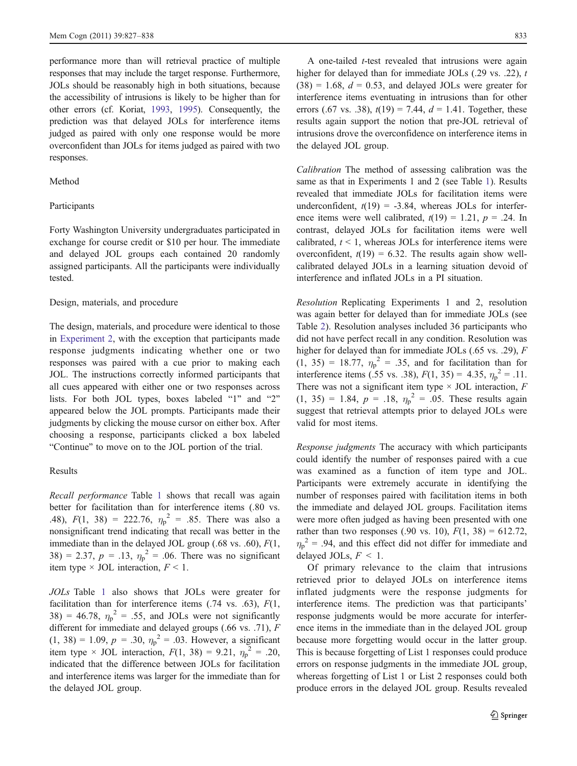performance more than will retrieval practice of multiple responses that may include the target response. Furthermore, JOLs should be reasonably high in both situations, because the accessibility of intrusions is likely to be higher than for other errors (cf. Koriat, 1993, 1995). Consequently, the prediction was that delayed JOLs for interference items judged as paired with only one response would be more overconfident than JOLs for items judged as paired with two responses.

### Method

#### Participants

Forty Washington University undergraduates participated in exchange for course credit or $10 per hour. The immediate and delayed JOL groups each contained 20 randomly assigned participants. All the participants were individually tested.

#### Design, materials, and procedure

The design, materials, and procedure were identical to those in Experiment 2, with the exception that participants made response judgments indicating whether one or two responses was paired with a cue prior to making each JOL. The instructions correctly informed participants that all cues appeared with either one or two responses across lists. For both JOL types, boxes labeled "1" and "2" appeared below the JOL prompts. Participants made their judgments by clicking the mouse cursor on either box. After choosing a response, participants clicked a box labeled "Continue" to move on to the JOL portion of the trial.

### Results

*Recall performance* Table 1 shows that recall was again better for facilitation than for interference items (.80 vs. .48), $F(1, 38) = 222.76$, $\eta_p^2 = .85$. There was also a nonsignificant trend indicating that recall was better in the immediate than in the delayed JOL group (.68 vs. .60), $F(1, 38) = 2.37$, $p = .13$, $\eta_p^2 = .06$. There was no significant item type × JOL interaction, $F < 1$.

*JOLs* Table 1 also shows that JOLs were greater for facilitation than for interference items (.74 vs. .63), $F(1, 38) = 46.78$, $\eta_p^2 = .55$, and JOLs were not significantly different for immediate and delayed groups (.66 vs. .71), $F(1, 38) = 1.09$, $p = .30$, $\eta_p^2 = .03$. However, a significant item type × JOL interaction, $F(1, 38) = 9.21$, $\eta_p^2 = .20$, indicated that the difference between JOLs for facilitation and interference items was larger for the immediate than for the delayed JOL group.

A one-tailed *t*-test revealed that intrusions were again higher for delayed than for immediate JOLs (.29 vs. .22), $t(38) = 1.68$, $d = 0.53$, and delayed JOLs were greater for interference items eventuating in intrusions than for other errors (.67 vs. .38), $t(19) = 7.44$, $d = 1.41$. Together, these results again support the notion that pre-JOL retrieval of intrusions drove the overconfidence on interference items in the delayed JOL group.

*Calibration* The method of assessing calibration was the same as that in Experiments 1 and 2 (see Table 1). Results revealed that immediate JOLs for facilitation items were underconfident, $t(19) = -3.84$, whereas JOLs for interference items were well calibrated, $t(19) = 1.21$, $p = .24$. In contrast, delayed JOLs for facilitation items were well calibrated, $t < 1$, whereas JOLs for interference items were overconfident, $t(19) = 6.32$. The results again show well-calibrated delayed JOLs in a learning situation devoid of interference and inflated JOLs in a PI situation.

*Resolution* Replicating Experiments 1 and 2, resolution was again better for delayed than for immediate JOLs (see Table 2). Resolution analyses included 36 participants who did not have perfect recall in any condition. Resolution was higher for delayed than for immediate JOLs (.65 vs. .29), $F(1, 35) = 18.77$, $\eta_p^2 = .35$, and for facilitation than for interference items (.55 vs. .38), $F(1, 35) = 4.35$, $\eta_p^2 = .11$. There was not a significant item type × JOL interaction, $F(1, 35) = 1.84$, $p = .18$, $\eta_p^2 = .05$. These results again suggest that retrieval attempts prior to delayed JOLs were valid for most items.

*Response judgments* The accuracy with which participants could identify the number of responses paired with a cue was examined as a function of item type and JOL. Participants were extremely accurate in identifying the number of responses paired with facilitation items in both the immediate and delayed JOL groups. Facilitation items were more often judged as having been presented with one rather than two responses (.90 vs. 10), $F(1, 38) = 612.72$, $\eta_p^2 = .94$, and this effect did not differ for immediate and delayed JOLs, $F < 1$.

Of primary relevance to the claim that intrusions retrieved prior to delayed JOLs on interference items inflated judgments were the response judgments for interference items. The prediction was that participants' response judgments would be more accurate for interference items in the immediate than in the delayed JOL group because more forgetting would occur in the latter group. This is because forgetting of List 1 responses could produce errors on response judgments in the immediate JOL group, whereas forgetting of List 1 or List 2 responses could both produce errors in the delayed JOL group. Results revealed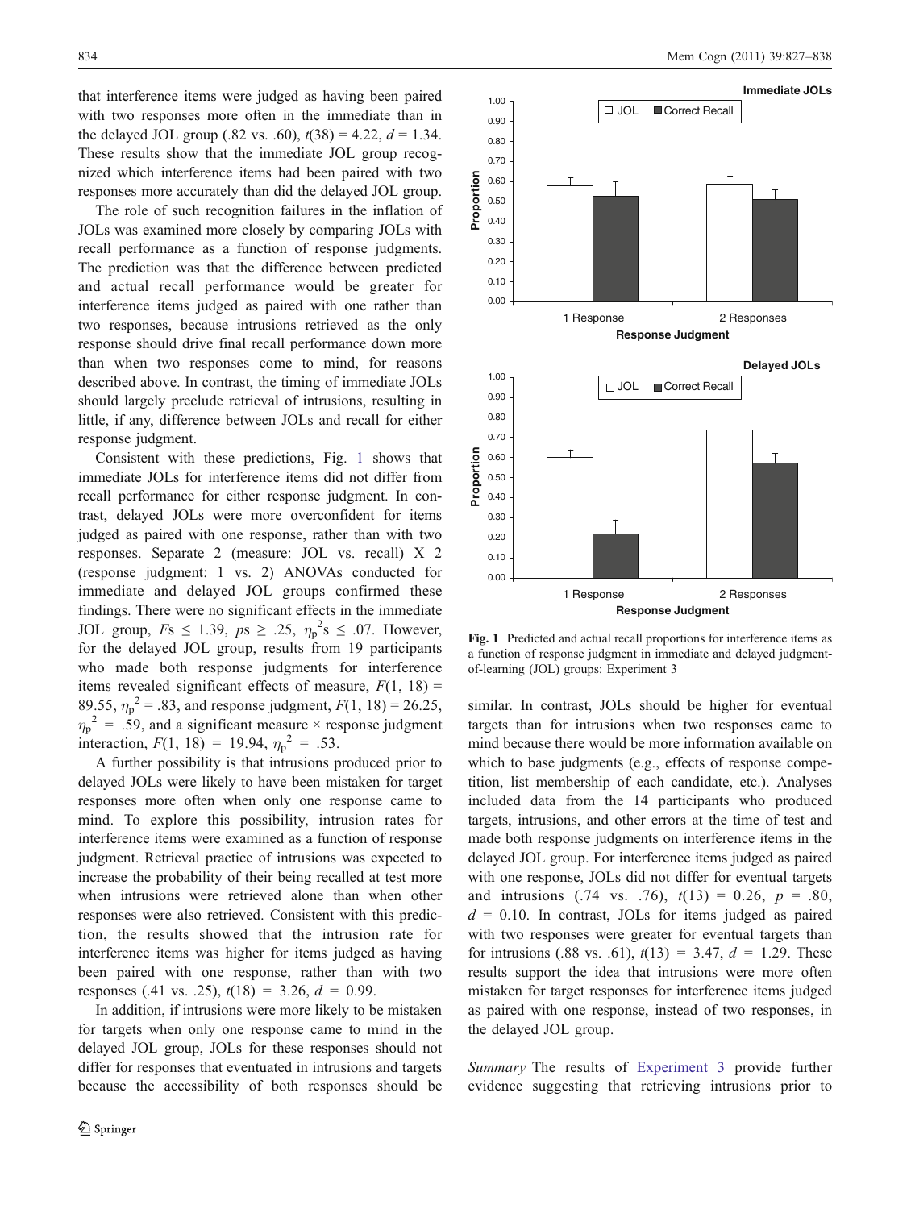that interference items were judged as having been paired with two responses more often in the immediate than in the delayed JOL group (.82 vs. .60), $t(38) = 4.22$, $d = 1.34$. These results show that the immediate JOL group recognized which interference items had been paired with two responses more accurately than did the delayed JOL group.

The role of such recognition failures in the inflation of JOLs was examined more closely by comparing JOLs with recall performance as a function of response judgments. The prediction was that the difference between predicted and actual recall performance would be greater for interference items judged as paired with one rather than two responses, because intrusions retrieved as the only response should drive final recall performance down more than when two responses come to mind, for reasons described above. In contrast, the timing of immediate JOLs should largely preclude retrieval of intrusions, resulting in little, if any, difference between JOLs and recall for either response judgment.

Consistent with these predictions, Fig. 1 shows that immediate JOLs for interference items did not differ from recall performance for either response judgment. In contrast, delayed JOLs were more overconfident for items judged as paired with one response, rather than with two responses. Separate 2 (measure: JOL vs. recall) X 2 (response judgment: 1 vs. 2) ANOVAs conducted for immediate and delayed JOL groups confirmed these findings. There were no significant effects in the immediate JOL group, $F\text{s} \leq 1.39$, $p\text{s} \geq .25$, $\eta_p^2\text{s} \leq .07$. However, for the delayed JOL group, results from 19 participants who made both response judgments for interference items revealed significant effects of measure, $F(1, 18) = 89.55$, $\eta_p^2 = .83$, and response judgment, $F(1, 18) = 26.25$, $\eta_p^2 = .59$, and a significant measure × response judgment interaction, $F(1, 18) = 19.94$, $\eta_p^2 = .53$.

A further possibility is that intrusions produced prior to delayed JOLs were likely to have been mistaken for target responses more often when only one response came to mind. To explore this possibility, intrusion rates for interference items were examined as a function of response judgment. Retrieval practice of intrusions was expected to increase the probability of their being recalled at test more when intrusions were retrieved alone than when other responses were also retrieved. Consistent with this prediction, the results showed that the intrusion rate for interference items was higher for items judged as having been paired with one response, rather than with two responses (.41 vs. .25), $t(18) = 3.26$, $d = 0.99$.

In addition, if intrusions were more likely to be mistaken for targets when only one response came to mind in the delayed JOL group, JOLs for these responses should not differ for responses that eventuated in intrusions and targets because the accessibility of both responses should be similar. In contrast, JOLs should be higher for eventual targets than for intrusions when two responses came to mind because there would be more information available on which to base judgments (e.g., effects of response competition, list membership of each candidate, etc.). Analyses included data from the 14 participants who produced targets, intrusions, and other errors at the time of test and made both response judgments on interference items in the delayed JOL group. For interference items judged as paired with one response, JOLs did not differ for eventual targets and intrusions (.74 vs. .76), $t(13) = 0.26$, $p = .80$, $d = 0.10$. In contrast, JOLs for items judged as paired with two responses were greater for eventual targets than for intrusions (.88 vs. .61), $t(13) = 3.47$, $d = 1.29$. These results support the idea that intrusions were more often mistaken for target responses for interference items judged as paired with one response, instead of two responses, in the delayed JOL group.

**Fig. 1** Predicted and actual recall proportions for interference items as a function of response judgment in immediate and delayed judgment-of-learning (JOL) groups: Experiment 3

*Summary* The results of Experiment 3 provide further evidence suggesting that retrieving intrusions prior to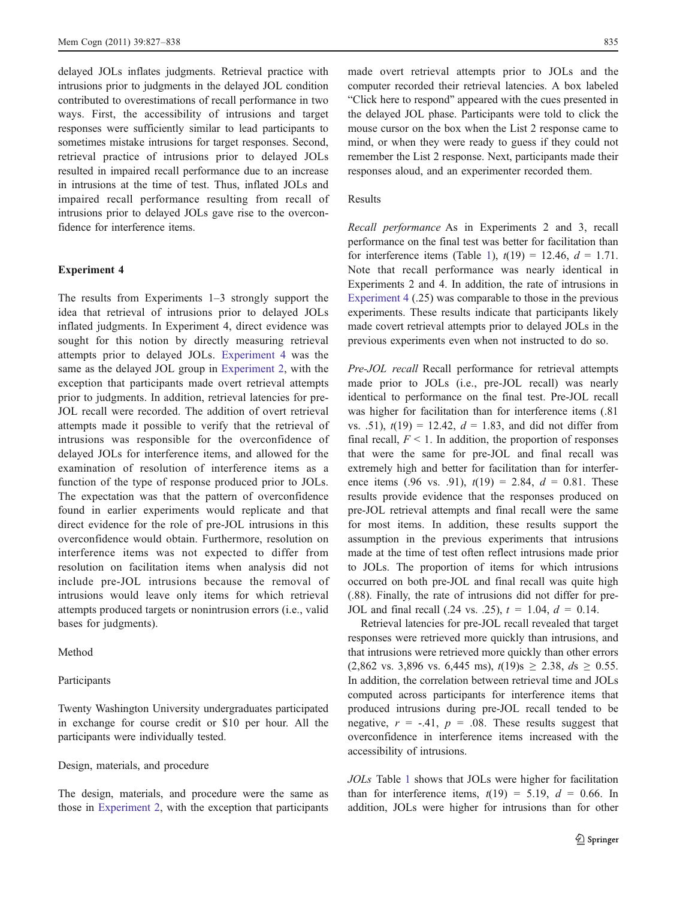delayed JOLs inflates judgments. Retrieval practice with intrusions prior to judgments in the delayed JOL condition contributed to overestimations of recall performance in two ways. First, the accessibility of intrusions and target responses were sufficiently similar to lead participants to sometimes mistake intrusions for target responses. Second, retrieval practice of intrusions prior to delayed JOLs resulted in impaired recall performance due to an increase in intrusions at the time of test. Thus, inflated JOLs and impaired recall performance resulting from recall of intrusions prior to delayed JOLs gave rise to the overconfidence for interference items.

## Experiment 4

The results from Experiments 1–3 strongly support the idea that retrieval of intrusions prior to delayed JOLs inflated judgments. In Experiment 4, direct evidence was sought for this notion by directly measuring retrieval attempts prior to delayed JOLs. Experiment 4 was the same as the delayed JOL group in Experiment 2, with the exception that participants made overt retrieval attempts prior to judgments. In addition, retrieval latencies for pre-JOL recall were recorded. The addition of overt retrieval attempts made it possible to verify that the retrieval of intrusions was responsible for the overconfidence of delayed JOLs for interference items, and allowed for the examination of resolution of interference items as a function of the type of response produced prior to JOLs. The expectation was that the pattern of overconfidence found in earlier experiments would replicate and that direct evidence for the role of pre-JOL intrusions in this overconfidence would obtain. Furthermore, resolution on interference items was not expected to differ from resolution on facilitation items when analysis did not include pre-JOL intrusions because the removal of intrusions would leave only items for which retrieval attempts produced targets or nonintrusion errors (i.e., valid bases for judgments).

### Method

#### Participants

Twenty Washington University undergraduates participated in exchange for course credit or \$10 per hour. All the participants were individually tested.

#### Design, materials, and procedure

The design, materials, and procedure were the same as those in Experiment 2, with the exception that participants made overt retrieval attempts prior to JOLs and the computer recorded their retrieval latencies. A box labeled "Click here to respond" appeared with the cues presented in the delayed JOL phase. Participants were told to click the mouse cursor on the box when the List 2 response came to mind, or when they were ready to guess if they could not remember the List 2 response. Next, participants made their responses aloud, and an experimenter recorded them.

### Results

*Recall performance* As in Experiments 2 and 3, recall performance on the final test was better for facilitation than for interference items (Table 1), $t(19) = 12.46$, $d = 1.71$. Note that recall performance was nearly identical in Experiments 2 and 4. In addition, the rate of intrusions in Experiment 4 (.25) was comparable to those in the previous experiments. These results indicate that participants likely made covert retrieval attempts prior to delayed JOLs in the previous experiments even when not instructed to do so.

*Pre-JOL recall* Recall performance for retrieval attempts made prior to JOLs (i.e., pre-JOL recall) was nearly identical to performance on the final test. Pre-JOL recall was higher for facilitation than for interference items (.81 vs. .51), $t(19) = 12.42$, $d = 1.83$, and did not differ from final recall, $F < 1$. In addition, the proportion of responses that were the same for pre-JOL and final recall was extremely high and better for facilitation than for interference items (.96 vs. .91), $t(19) = 2.84$, $d = 0.81$. These results provide evidence that the responses produced on pre-JOL retrieval attempts and final recall were the same for most items. In addition, these results support the assumption in the previous experiments that intrusions made at the time of test often reflect intrusions made prior to JOLs. The proportion of items for which intrusions occurred on both pre-JOL and final recall was quite high (.88). Finally, the rate of intrusions did not differ for pre-JOL and final recall (.24 vs. .25), $t = 1.04$, $d = 0.14$.

Retrieval latencies for pre-JOL recall revealed that target responses were retrieved more quickly than intrusions, and that intrusions were retrieved more quickly than other errors (2,862 vs. 3,896 vs. 6,445 ms), $t(19)\text{s} \geq 2.38$, $d\text{s} \geq 0.55$. In addition, the correlation between retrieval time and JOLs computed across participants for interference items that produced intrusions during pre-JOL recall tended to be negative, $r = -.41$, $p = .08$. These results suggest that overconfidence in interference items increased with the accessibility of intrusions.

*JOLs* Table 1 shows that JOLs were higher for facilitation than for interference items, $t(19) = 5.19$, $d = 0.66$. In addition, JOLs were higher for intrusions than for other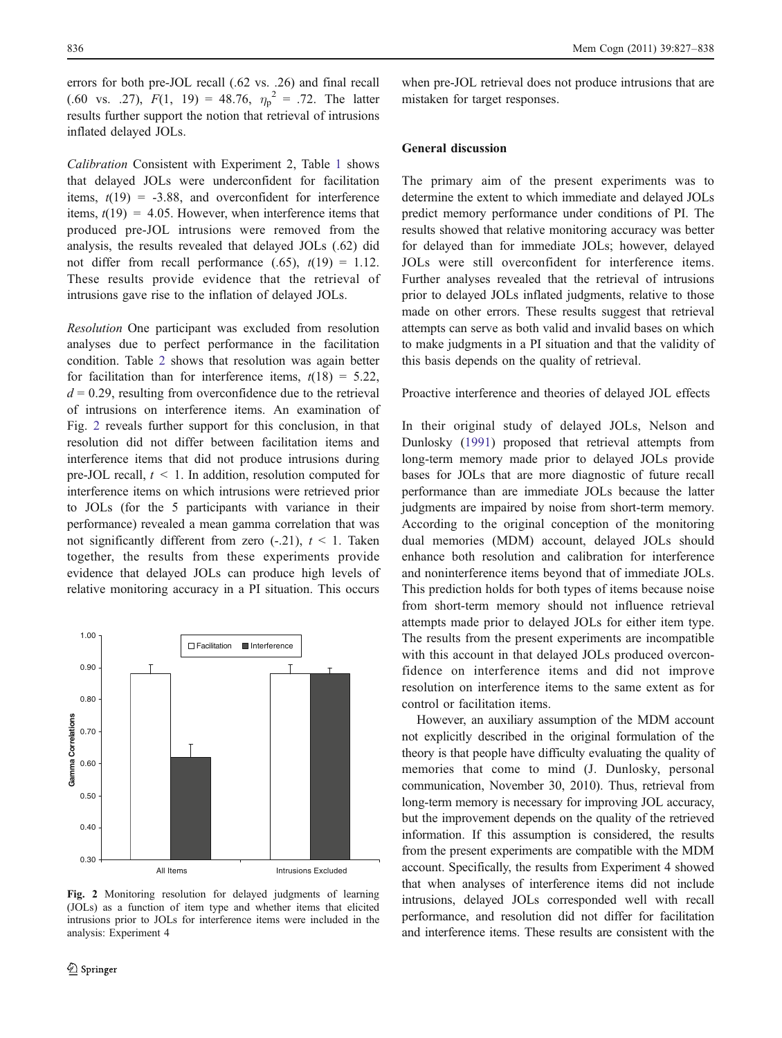errors for both pre-JOL recall (.62 vs. .26) and final recall (.60 vs. .27), $F(1, 19) = 48.76$, $\eta_p^2 = .72$. The latter results further support the notion that retrieval of intrusions inflated delayed JOLs.

*Calibration* Consistent with Experiment 2, Table 1 shows that delayed JOLs were underconfident for facilitation items, $t(19) = -3.88$, and overconfident for interference items, $t(19) = 4.05$. However, when interference items that produced pre-JOL intrusions were removed from the analysis, the results revealed that delayed JOLs (.62) did not differ from recall performance (.65), $t(19) = 1.12$. These results provide evidence that the retrieval of intrusions gave rise to the inflation of delayed JOLs.

*Resolution* One participant was excluded from resolution analyses due to perfect performance in the facilitation condition. Table 2 shows that resolution was again better for facilitation than for interference items, $t(18) = 5.22$, $d = 0.29$, resulting from overconfidence due to the retrieval of intrusions on interference items. An examination of Fig. 2 reveals further support for this conclusion, in that resolution did not differ between facilitation items and interference items that did not produce intrusions during pre-JOL recall, $t < 1$. In addition, resolution computed for interference items on which intrusions were retrieved prior to JOLs (for the 5 participants with variance in their performance) revealed a mean gamma correlation that was not significantly different from zero (-.21), $t < 1$. Taken together, the results from these experiments provide evidence that delayed JOLs can produce high levels of relative monitoring accuracy in a PI situation. This occurs when pre-JOL retrieval does not produce intrusions that are mistaken for target responses.

Fig. 2 Monitoring resolution for delayed judgments of learning (JOLs) as a function of item type and whether items that elicited intrusions prior to JOLs for interference items were included in the analysis: Experiment 4

## General discussion

The primary aim of the present experiments was to determine the extent to which immediate and delayed JOLs predict memory performance under conditions of PI. The results showed that relative monitoring accuracy was better for delayed than for immediate JOLs; however, delayed JOLs were still overconfident for interference items. Further analyses revealed that the retrieval of intrusions prior to delayed JOLs inflated judgments, relative to those made on other errors. These results suggest that retrieval attempts can serve as both valid and invalid bases on which to make judgments in a PI situation and that the validity of this basis depends on the quality of retrieval.

### Proactive interference and theories of delayed JOL effects

In their original study of delayed JOLs, Nelson and Dunlosky (1991) proposed that retrieval attempts from long-term memory made prior to delayed JOLs provide bases for JOLs that are more diagnostic of future recall performance than are immediate JOLs because the latter judgments are impaired by noise from short-term memory. According to the original conception of the monitoring dual memories (MDM) account, delayed JOLs should enhance both resolution and calibration for interference and noninterference items beyond that of immediate JOLs. This prediction holds for both types of items because noise from short-term memory should not influence retrieval attempts made prior to delayed JOLs for either item type. The results from the present experiments are incompatible with this account in that delayed JOLs produced overconfidence on interference items and did not improve resolution on interference items to the same extent as for control or facilitation items.

However, an auxiliary assumption of the MDM account not explicitly described in the original formulation of the theory is that people have difficulty evaluating the quality of memories that come to mind (J. Dunlosky, personal communication, November 30, 2010). Thus, retrieval from long-term memory is necessary for improving JOL accuracy, but the improvement depends on the quality of the retrieved information. If this assumption is considered, the results from the present experiments are compatible with the MDM account. Specifically, the results from Experiment 4 showed that when analyses of interference items did not include intrusions, delayed JOLs corresponded well with recall performance, and resolution did not differ for facilitation and interference items. These results are consistent with the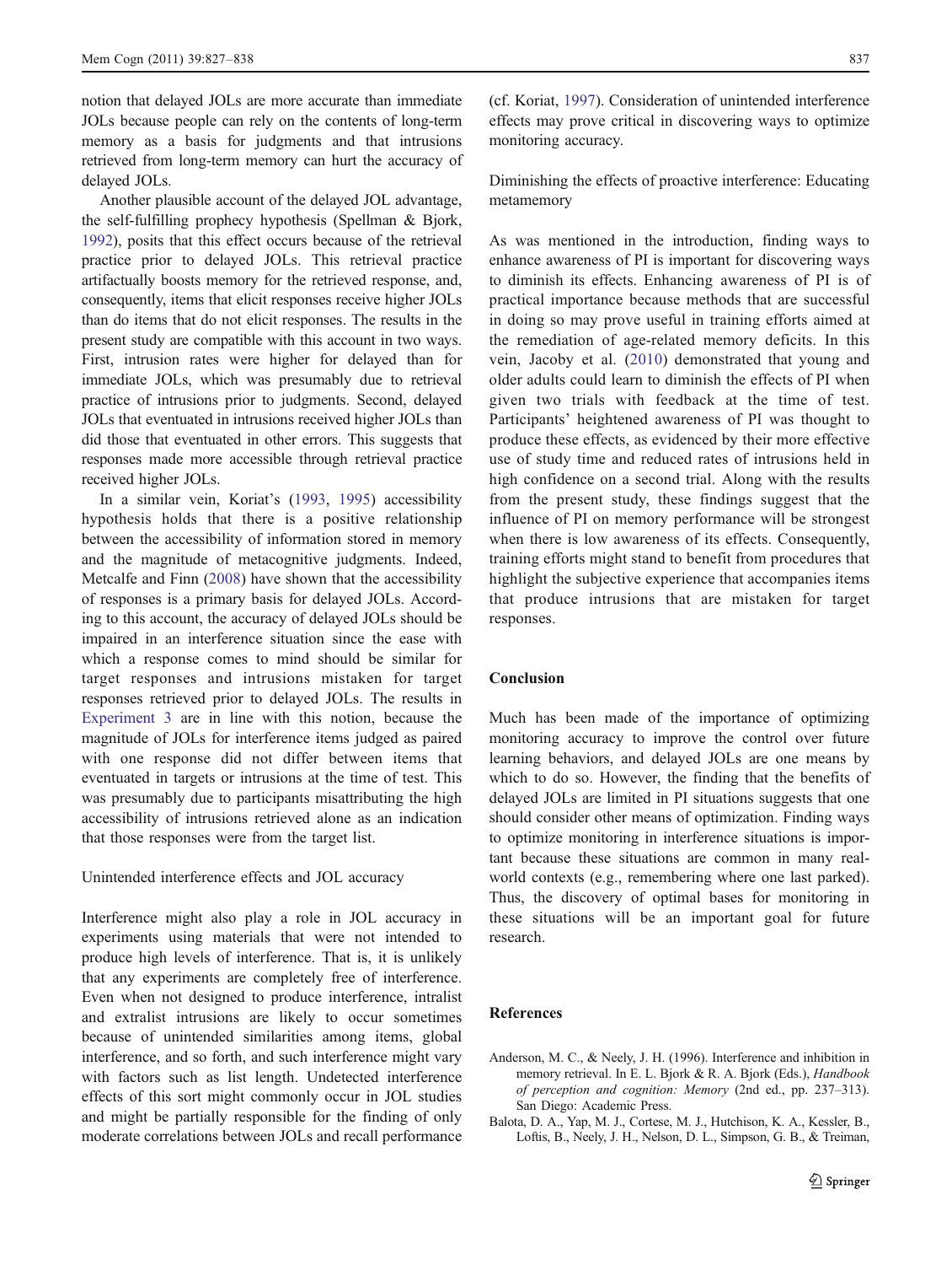notion that delayed JOLs are more accurate than immediate JOLs because people can rely on the contents of long-term memory as a basis for judgments and that intrusions retrieved from long-term memory can hurt the accuracy of delayed JOLs.

Another plausible account of the delayed JOL advantage, the self-fulfilling prophecy hypothesis (Spellman & Bjork, 1992), posits that this effect occurs because of the retrieval practice prior to delayed JOLs. This retrieval practice artifactually boosts memory for the retrieved response, and, consequently, items that elicit responses receive higher JOLs than do items that do not elicit responses. The results in the present study are compatible with this account in two ways. First, intrusion rates were higher for delayed than for immediate JOLs, which was presumably due to retrieval practice of intrusions prior to judgments. Second, delayed JOLs that eventuated in intrusions received higher JOLs than did those that eventuated in other errors. This suggests that responses made more accessible through retrieval practice received higher JOLs.

In a similar vein, Koriat's (1993, 1995) accessibility hypothesis holds that there is a positive relationship between the accessibility of information stored in memory and the magnitude of metacognitive judgments. Indeed, Metcalfe and Finn (2008) have shown that the accessibility of responses is a primary basis for delayed JOLs. According to this account, the accuracy of delayed JOLs should be impaired in an interference situation since the ease with which a response comes to mind should be similar for target responses and intrusions mistaken for target responses retrieved prior to delayed JOLs. The results in Experiment 3 are in line with this notion, because the magnitude of JOLs for interference items judged as paired with one response did not differ between items that eventuated in targets or intrusions at the time of test. This was presumably due to participants misattributing the high accessibility of intrusions retrieved alone as an indication that those responses were from the target list.

### Unintended interference effects and JOL accuracy

Interference might also play a role in JOL accuracy in experiments using materials that were not intended to produce high levels of interference. That is, it is unlikely that any experiments are completely free of interference. Even when not designed to produce interference, intralist and extralist intrusions are likely to occur sometimes because of unintended similarities among items, global interference, and so forth, and such interference might vary with factors such as list length. Undetected interference effects of this sort might commonly occur in JOL studies and might be partially responsible for the finding of only moderate correlations between JOLs and recall performance (cf. Koriat, 1997). Consideration of unintended interference effects may prove critical in discovering ways to optimize monitoring accuracy.

### Diminishing the effects of proactive interference: Educating metamemory

As was mentioned in the introduction, finding ways to enhance awareness of PI is important for discovering ways to diminish its effects. Enhancing awareness of PI is of practical importance because methods that are successful in doing so may prove useful in training efforts aimed at the remediation of age-related memory deficits. In this vein, Jacoby et al. (2010) demonstrated that young and older adults could learn to diminish the effects of PI when given two trials with feedback at the time of test. Participants' heightened awareness of PI was thought to produce these effects, as evidenced by their more effective use of study time and reduced rates of intrusions held in high confidence on a second trial. Along with the results from the present study, these findings suggest that the influence of PI on memory performance will be strongest when there is low awareness of its effects. Consequently, training efforts might stand to benefit from procedures that highlight the subjective experience that accompanies items that produce intrusions that are mistaken for target responses.

## Conclusion

Much has been made of the importance of optimizing monitoring accuracy to improve the control over future learning behaviors, and delayed JOLs are one means by which to do so. However, the finding that the benefits of delayed JOLs are limited in PI situations suggests that one should consider other means of optimization. Finding ways to optimize monitoring in interference situations is important because these situations are common in many real-world contexts (e.g., remembering where one last parked). Thus, the discovery of optimal bases for monitoring in these situations will be an important goal for future research.

## References

Anderson, M. C., & Neely, J. H. (1996). Interference and inhibition in memory retrieval. In E. L. Bjork & R. A. Bjork (Eds.), *Handbook of perception and cognition: Memory* (2nd ed., pp. 237–313). San Diego: Academic Press.

Balota, D. A., Yap, M. J., Cortese, M. J., Hutchison, K. A., Kessler, B., Loftis, B., Neely, J. H., Nelson, D. L., Simpson, G. B., & Treiman,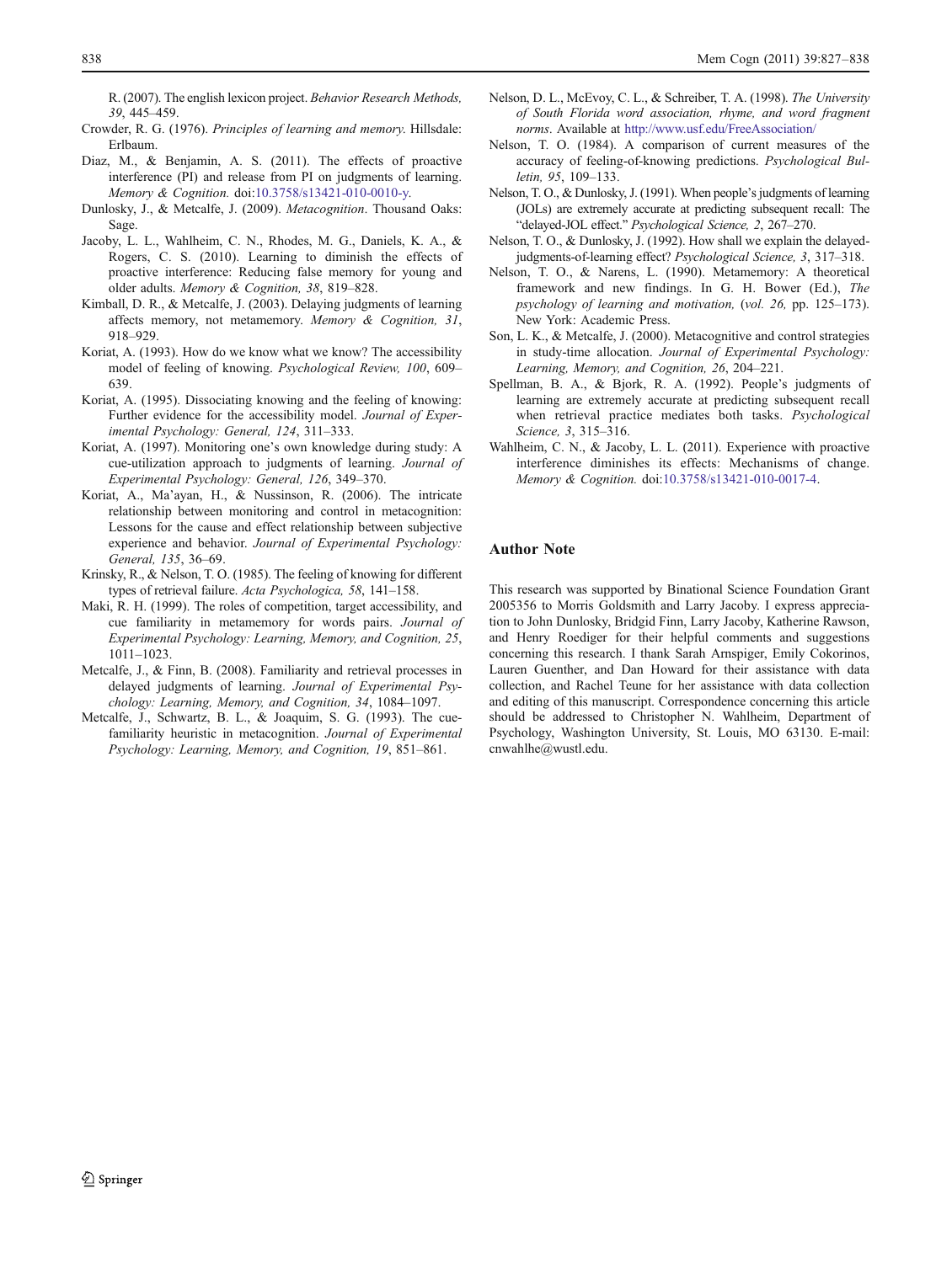R. (2007). The english lexicon project. *Behavior Research Methods, 39*, 445–459.

Crowder, R. G. (1976). *Principles of learning and memory*. Hillsdale: Erlbaum.

Diaz, M., & Benjamin, A. S. (2011). The effects of proactive interference (PI) and release from PI on judgments of learning. *Memory & Cognition.* doi:10.3758/s13421-010-0010-y.

Dunlosky, J., & Metcalfe, J. (2009). *Metacognition*. Thousand Oaks: Sage.

Jacoby, L. L., Wahlheim, C. N., Rhodes, M. G., Daniels, K. A., & Rogers, C. S. (2010). Learning to diminish the effects of proactive interference: Reducing false memory for young and older adults. *Memory & Cognition, 38*, 819–828.

Kimball, D. R., & Metcalfe, J. (2003). Delaying judgments of learning affects memory, not metamemory. *Memory & Cognition, 31*, 918–929.

Koriat, A. (1993). How do we know what we know? The accessibility model of feeling of knowing. *Psychological Review, 100*, 609–639.

Koriat, A. (1995). Dissociating knowing and the feeling of knowing: Further evidence for the accessibility model. *Journal of Experimental Psychology: General, 124*, 311–333.

Koriat, A. (1997). Monitoring one's own knowledge during study: A cue-utilization approach to judgments of learning. *Journal of Experimental Psychology: General, 126*, 349–370.

Koriat, A., Ma'ayan, H., & Nussinson, R. (2006). The intricate relationship between monitoring and control in metacognition: Lessons for the cause and effect relationship between subjective experience and behavior. *Journal of Experimental Psychology: General, 135*, 36–69.

Krinsky, R., & Nelson, T. O. (1985). The feeling of knowing for different types of retrieval failure. *Acta Psychologica, 58*, 141–158.

Maki, R. H. (1999). The roles of competition, target accessibility, and cue familiarity in metamemory for words pairs. *Journal of Experimental Psychology: Learning, Memory, and Cognition, 25*, 1011–1023.

Metcalfe, J., & Finn, B. (2008). Familiarity and retrieval processes in delayed judgments of learning. *Journal of Experimental Psychology: Learning, Memory, and Cognition, 34*, 1084–1097.

Metcalfe, J., Schwartz, B. L., & Joaquim, S. G. (1993). The cue-familiarity heuristic in metacognition. *Journal of Experimental Psychology: Learning, Memory, and Cognition, 19*, 851–861.

Nelson, D. L., McEvoy, C. L., & Schreiber, T. A. (1998). *The University of South Florida word association, rhyme, and word fragment norms*. Available at http://www.usf.edu/FreeAssociation/

Nelson, T. O. (1984). A comparison of current measures of the accuracy of feeling-of-knowing predictions. *Psychological Bulletin, 95*, 109–133.

Nelson, T. O., & Dunlosky, J. (1991). When people's judgments of learning (JOLs) are extremely accurate at predicting subsequent recall: The "delayed-JOL effect." *Psychological Science, 2*, 267–270.

Nelson, T. O., & Dunlosky, J. (1992). How shall we explain the delayed-judgments-of-learning effect? *Psychological Science, 3*, 317–318.

Nelson, T. O., & Narens, L. (1990). Metamemory: A theoretical framework and new findings. In G. H. Bower (Ed.), *The psychology of learning and motivation,* (*vol. 26,* pp. 125–173). New York: Academic Press.

Son, L. K., & Metcalfe, J. (2000). Metacognitive and control strategies in study-time allocation. *Journal of Experimental Psychology: Learning, Memory, and Cognition, 26*, 204–221.

Spellman, B. A., & Bjork, R. A. (1992). People's judgments of learning are extremely accurate at predicting subsequent recall when retrieval practice mediates both tasks. *Psychological Science, 3*, 315–316.

Wahlheim, C. N., & Jacoby, L. L. (2011). Experience with proactive interference diminishes its effects: Mechanisms of change. *Memory & Cognition.* doi:10.3758/s13421-010-0017-4.

## Author Note

This research was supported by Binational Science Foundation Grant 2005356 to Morris Goldsmith and Larry Jacoby. I express appreciation to John Dunlosky, Bridgid Finn, Larry Jacoby, Katherine Rawson, and Henry Roediger for their helpful comments and suggestions concerning this research. I thank Sarah Arnspiger, Emily Cokorinos, Lauren Guenther, and Dan Howard for their assistance with data collection, and Rachel Teune for her assistance with data collection and editing of this manuscript. Correspondence concerning this article should be addressed to Christopher N. Wahlheim, Department of Psychology, Washington University, St. Louis, MO 63130. E-mail: cnwahlhe@wustl.edu.